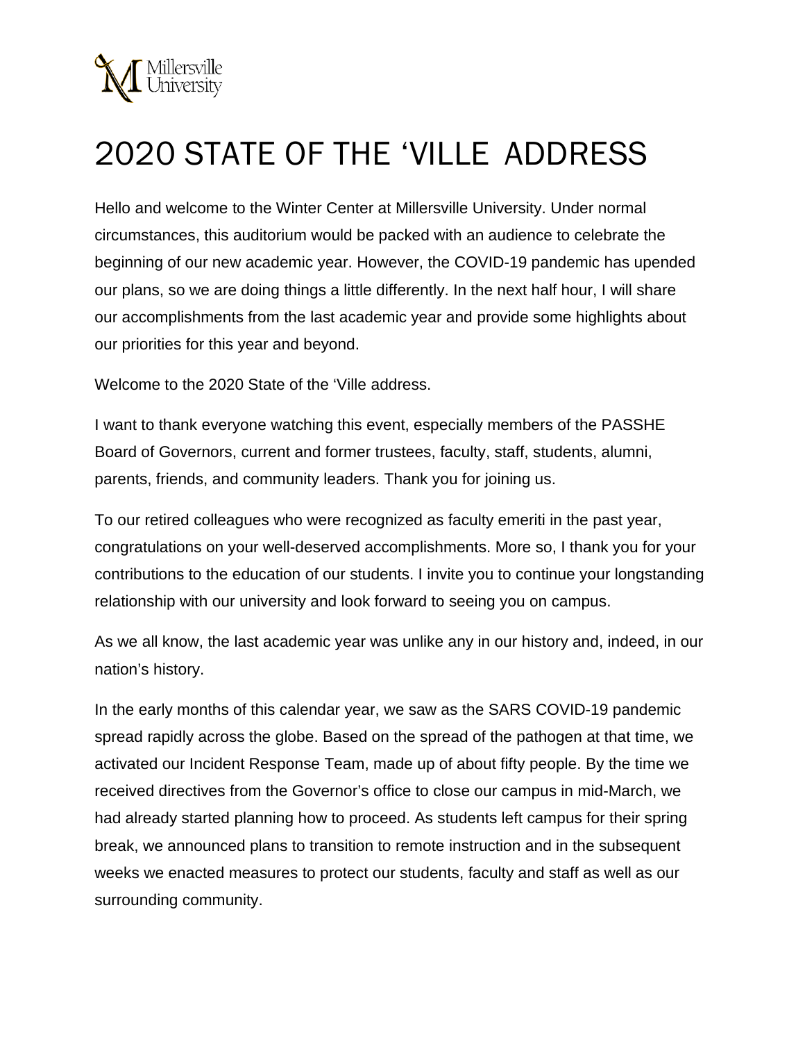# 2020 STATE OF THE 'VILLE ADDRESS

Hello and welcome to the Winter Center at Millersville University. Under normal circumstances, this auditorium would be packed with an audience to celebrate the beginning of our new academic year. However, the COVID-19 pandemic has upended our plans, so we are doing things a little differently. In the next half hour, I will share our accomplishments from the last academic year and provide some highlights about our priorities for this year and beyond.

Welcome to the 2020 State of the 'Ville address.

I want to thank everyone watching this event, especially members of the PASSHE Board of Governors, current and former trustees, faculty, staff, students, alumni, parents, friends, and community leaders. Thank you for joining us.

To our retired colleagues who were recognized as faculty emeriti in the past year, congratulations on your well-deserved accomplishments. More so, I thank you for your contributions to the education of our students. I invite you to continue your longstanding relationship with our university and look forward to seeing you on campus.

As we all know, the last academic year was unlike any in our history and, indeed, in our nation's history.

In the early months of this calendar year, we saw as the SARS COVID-19 pandemic spread rapidly across the globe. Based on the spread of the pathogen at that time, we activated our Incident Response Team, made up of about fifty people. By the time we received directives from the Governor's office to close our campus in mid-March, we had already started planning how to proceed. As students left campus for their spring break, we announced plans to transition to remote instruction and in the subsequent weeks we enacted measures to protect our students, faculty and staff as well as our surrounding community.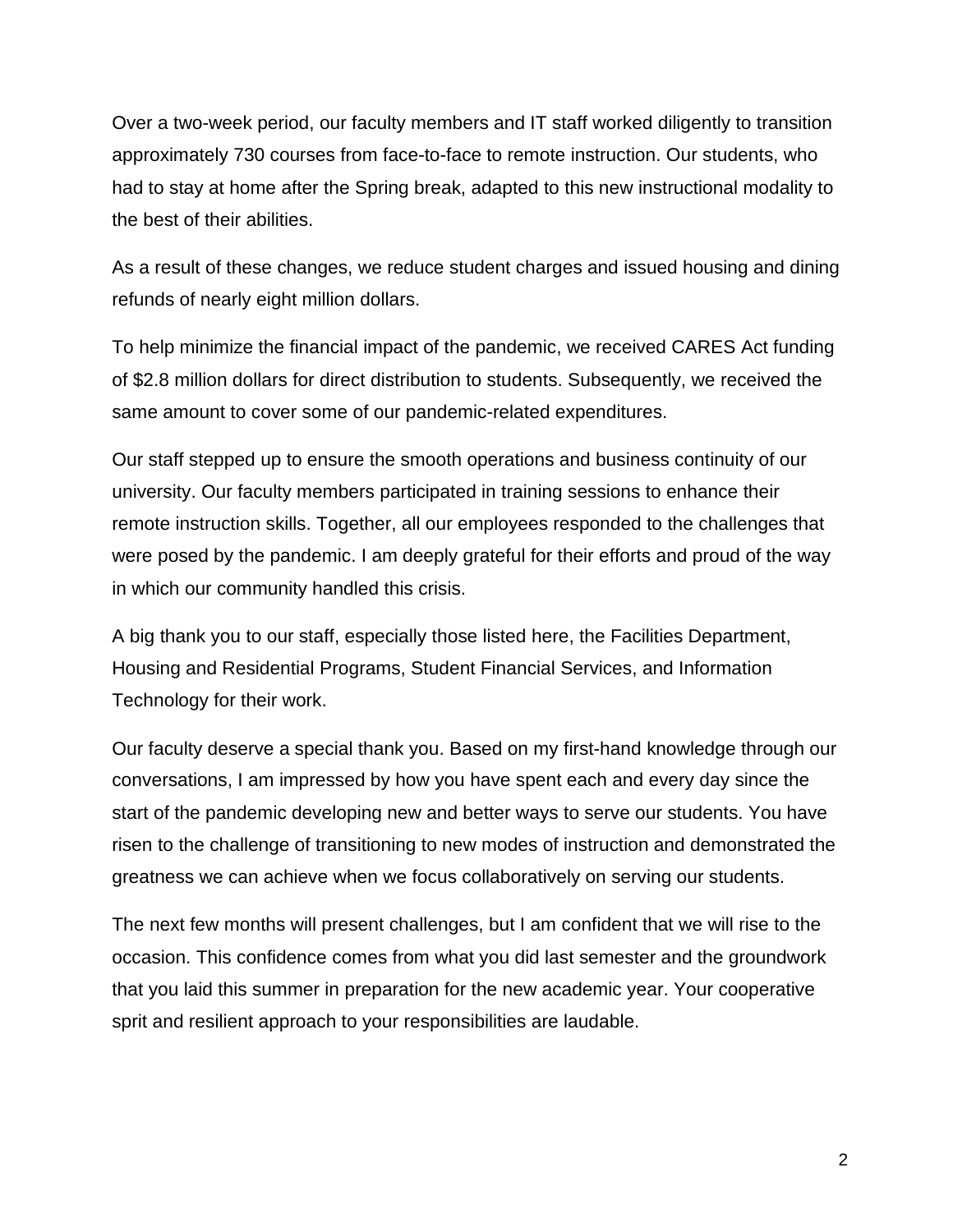Over a two-week period, our faculty members and IT staff worked diligently to transition approximately 730 courses from face-to-face to remote instruction. Our students, who had to stay at home after the Spring break, adapted to this new instructional modality to the best of their abilities.

As a result of these changes, we reduce student charges and issued housing and dining refunds of nearly eight million dollars.

To help minimize the financial impact of the pandemic, we received CARES Act funding of $2.8 million dollars for direct distribution to students. Subsequently, we received the same amount to cover some of our pandemic-related expenditures.

Our staff stepped up to ensure the smooth operations and business continuity of our university. Our faculty members participated in training sessions to enhance their remote instruction skills. Together, all our employees responded to the challenges that were posed by the pandemic. I am deeply grateful for their efforts and proud of the way in which our community handled this crisis.

A big thank you to our staff, especially those listed here, the Facilities Department, Housing and Residential Programs, Student Financial Services, and Information Technology for their work.

Our faculty deserve a special thank you. Based on my first-hand knowledge through our conversations, I am impressed by how you have spent each and every day since the start of the pandemic developing new and better ways to serve our students. You have risen to the challenge of transitioning to new modes of instruction and demonstrated the greatness we can achieve when we focus collaboratively on serving our students.

The next few months will present challenges, but I am confident that we will rise to the occasion. This confidence comes from what you did last semester and the groundwork that you laid this summer in preparation for the new academic year. Your cooperative sprit and resilient approach to your responsibilities are laudable.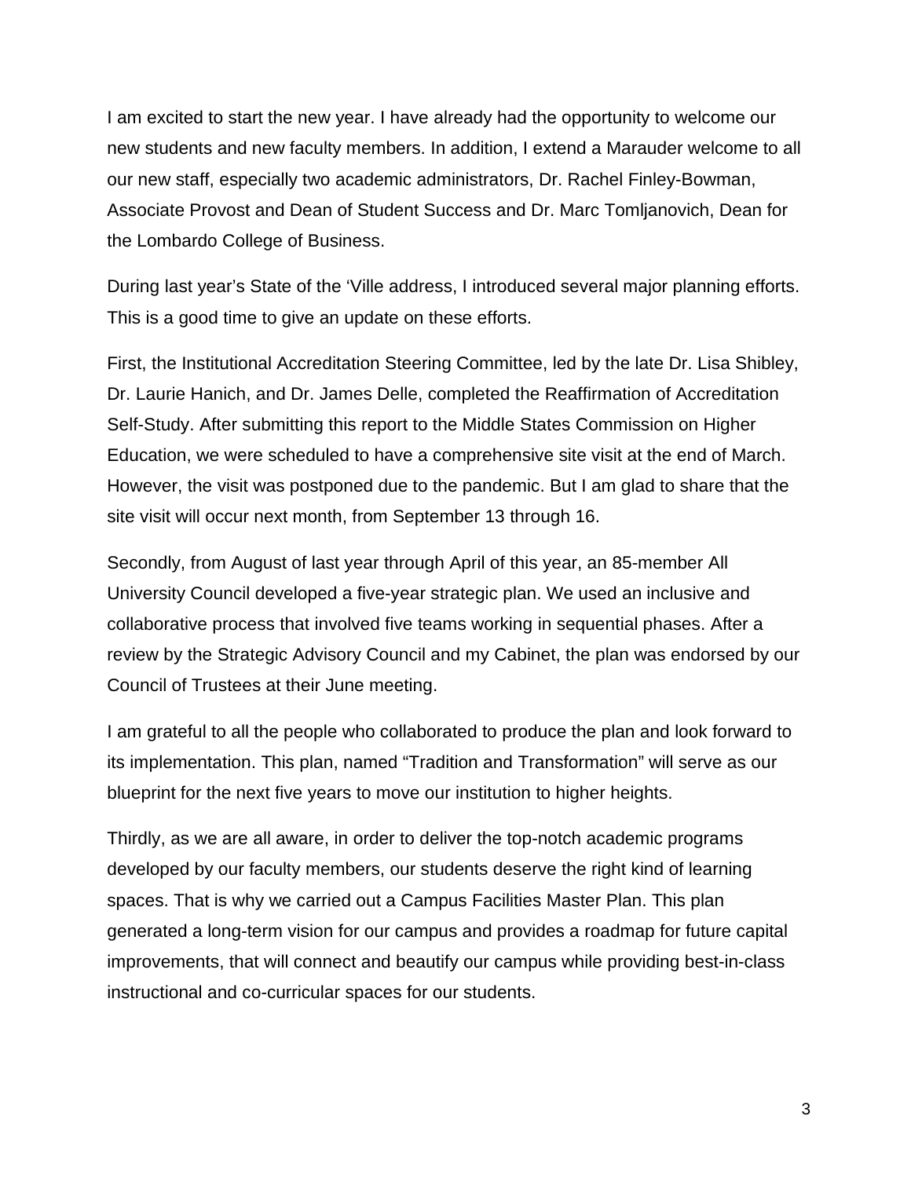I am excited to start the new year. I have already had the opportunity to welcome our new students and new faculty members. In addition, I extend a Marauder welcome to all our new staff, especially two academic administrators, Dr. Rachel Finley-Bowman, Associate Provost and Dean of Student Success and Dr. Marc Tomljanovich, Dean for the Lombardo College of Business.

During last year's State of the 'Ville address, I introduced several major planning efforts. This is a good time to give an update on these efforts.

First, the Institutional Accreditation Steering Committee, led by the late Dr. Lisa Shibley, Dr. Laurie Hanich, and Dr. James Delle, completed the Reaffirmation of Accreditation Self-Study. After submitting this report to the Middle States Commission on Higher Education, we were scheduled to have a comprehensive site visit at the end of March. However, the visit was postponed due to the pandemic. But I am glad to share that the site visit will occur next month, from September 13 through 16.

Secondly, from August of last year through April of this year, an 85-member All University Council developed a five-year strategic plan. We used an inclusive and collaborative process that involved five teams working in sequential phases. After a review by the Strategic Advisory Council and my Cabinet, the plan was endorsed by our Council of Trustees at their June meeting.

I am grateful to all the people who collaborated to produce the plan and look forward to its implementation. This plan, named "Tradition and Transformation" will serve as our blueprint for the next five years to move our institution to higher heights.

Thirdly, as we are all aware, in order to deliver the top-notch academic programs developed by our faculty members, our students deserve the right kind of learning spaces. That is why we carried out a Campus Facilities Master Plan. This plan generated a long-term vision for our campus and provides a roadmap for future capital improvements, that will connect and beautify our campus while providing best-in-class instructional and co-curricular spaces for our students.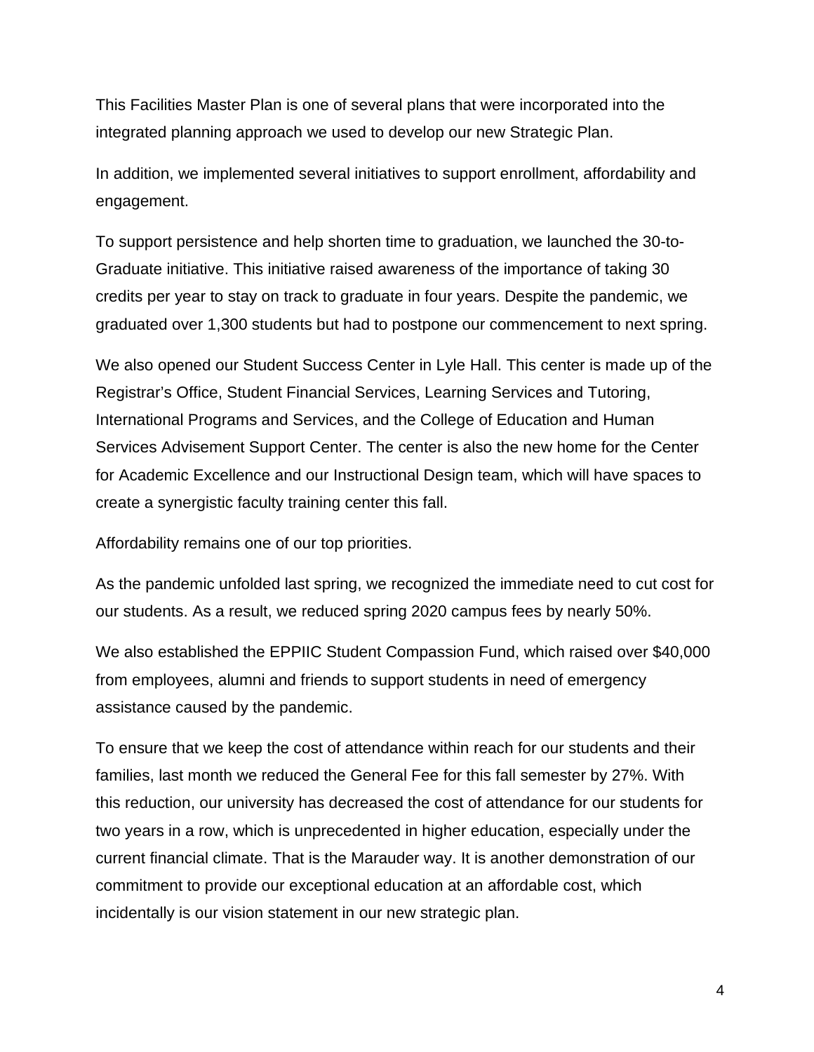This Facilities Master Plan is one of several plans that were incorporated into the integrated planning approach we used to develop our new Strategic Plan.

In addition, we implemented several initiatives to support enrollment, affordability and engagement.

To support persistence and help shorten time to graduation, we launched the 30-to-Graduate initiative. This initiative raised awareness of the importance of taking 30 credits per year to stay on track to graduate in four years. Despite the pandemic, we graduated over 1,300 students but had to postpone our commencement to next spring.

We also opened our Student Success Center in Lyle Hall. This center is made up of the Registrar's Office, Student Financial Services, Learning Services and Tutoring, International Programs and Services, and the College of Education and Human Services Advisement Support Center. The center is also the new home for the Center for Academic Excellence and our Instructional Design team, which will have spaces to create a synergistic faculty training center this fall.

Affordability remains one of our top priorities.

As the pandemic unfolded last spring, we recognized the immediate need to cut cost for our students. As a result, we reduced spring 2020 campus fees by nearly 50%.

We also established the EPPIIC Student Compassion Fund, which raised over $40,000 from employees, alumni and friends to support students in need of emergency assistance caused by the pandemic.

To ensure that we keep the cost of attendance within reach for our students and their families, last month we reduced the General Fee for this fall semester by 27%. With this reduction, our university has decreased the cost of attendance for our students for two years in a row, which is unprecedented in higher education, especially under the current financial climate. That is the Marauder way. It is another demonstration of our commitment to provide our exceptional education at an affordable cost, which incidentally is our vision statement in our new strategic plan.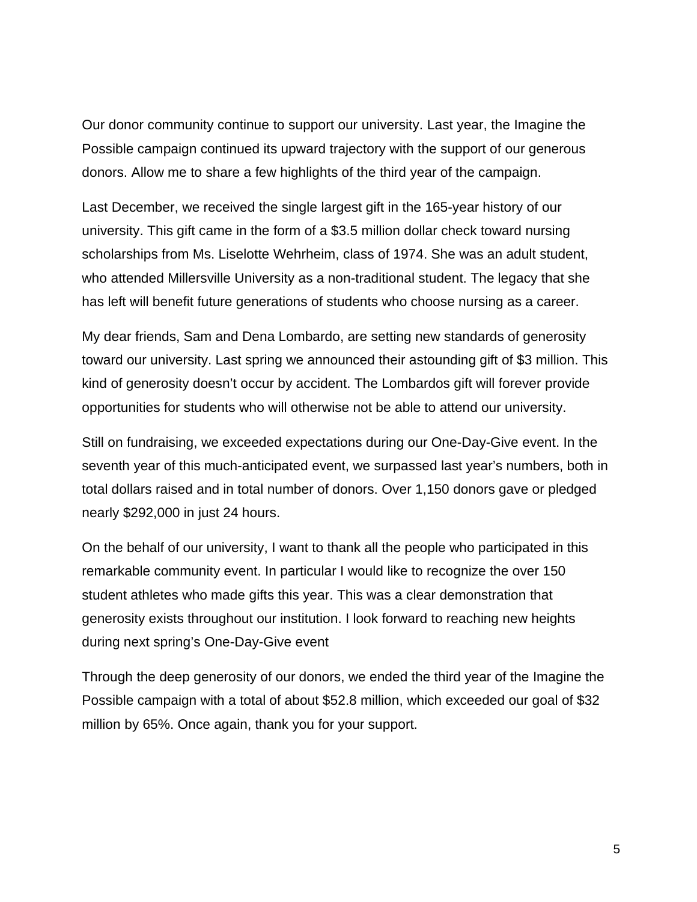Our donor community continue to support our university. Last year, the Imagine the Possible campaign continued its upward trajectory with the support of our generous donors. Allow me to share a few highlights of the third year of the campaign.

Last December, we received the single largest gift in the 165-year history of our university. This gift came in the form of a $3.5 million dollar check toward nursing scholarships from Ms. Liselotte Wehrheim, class of 1974. She was an adult student, who attended Millersville University as a non-traditional student. The legacy that she has left will benefit future generations of students who choose nursing as a career.

My dear friends, Sam and Dena Lombardo, are setting new standards of generosity toward our university. Last spring we announced their astounding gift of $3 million. This kind of generosity doesn't occur by accident. The Lombardos gift will forever provide opportunities for students who will otherwise not be able to attend our university.

Still on fundraising, we exceeded expectations during our One-Day-Give event. In the seventh year of this much-anticipated event, we surpassed last year's numbers, both in total dollars raised and in total number of donors. Over 1,150 donors gave or pledged nearly $292,000 in just 24 hours.

On the behalf of our university, I want to thank all the people who participated in this remarkable community event. In particular I would like to recognize the over 150 student athletes who made gifts this year. This was a clear demonstration that generosity exists throughout our institution. I look forward to reaching new heights during next spring's One-Day-Give event

Through the deep generosity of our donors, we ended the third year of the Imagine the Possible campaign with a total of about $52.8 million, which exceeded our goal of $32 million by 65%. Once again, thank you for your support.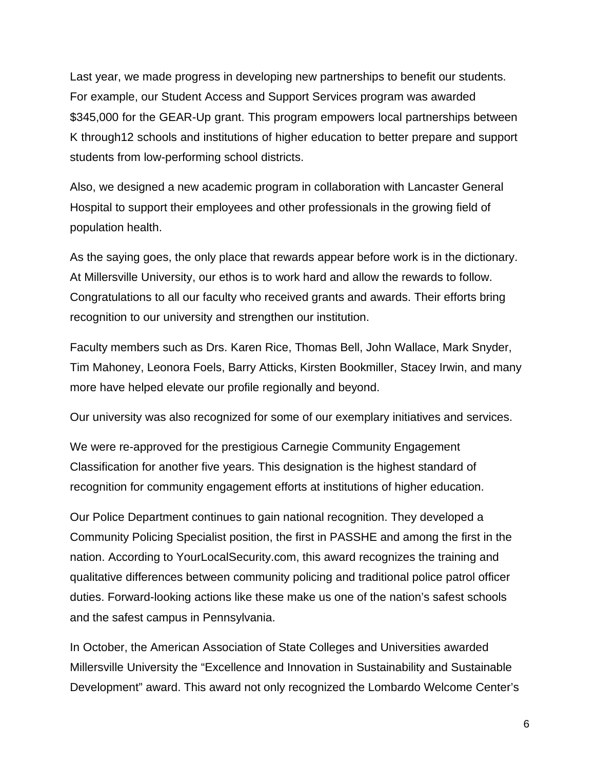Last year, we made progress in developing new partnerships to benefit our students. For example, our Student Access and Support Services program was awarded $345,000 for the GEAR-Up grant. This program empowers local partnerships between K through12 schools and institutions of higher education to better prepare and support students from low-performing school districts.

Also, we designed a new academic program in collaboration with Lancaster General Hospital to support their employees and other professionals in the growing field of population health.

As the saying goes, the only place that rewards appear before work is in the dictionary. At Millersville University, our ethos is to work hard and allow the rewards to follow. Congratulations to all our faculty who received grants and awards. Their efforts bring recognition to our university and strengthen our institution.

Faculty members such as Drs. Karen Rice, Thomas Bell, John Wallace, Mark Snyder, Tim Mahoney, Leonora Foels, Barry Atticks, Kirsten Bookmiller, Stacey Irwin, and many more have helped elevate our profile regionally and beyond.

Our university was also recognized for some of our exemplary initiatives and services.

We were re-approved for the prestigious Carnegie Community Engagement Classification for another five years. This designation is the highest standard of recognition for community engagement efforts at institutions of higher education.

Our Police Department continues to gain national recognition. They developed a Community Policing Specialist position, the first in PASSHE and among the first in the nation. According to YourLocalSecurity.com, this award recognizes the training and qualitative differences between community policing and traditional police patrol officer duties. Forward-looking actions like these make us one of the nation's safest schools and the safest campus in Pennsylvania.

In October, the American Association of State Colleges and Universities awarded Millersville University the "Excellence and Innovation in Sustainability and Sustainable Development" award. This award not only recognized the Lombardo Welcome Center's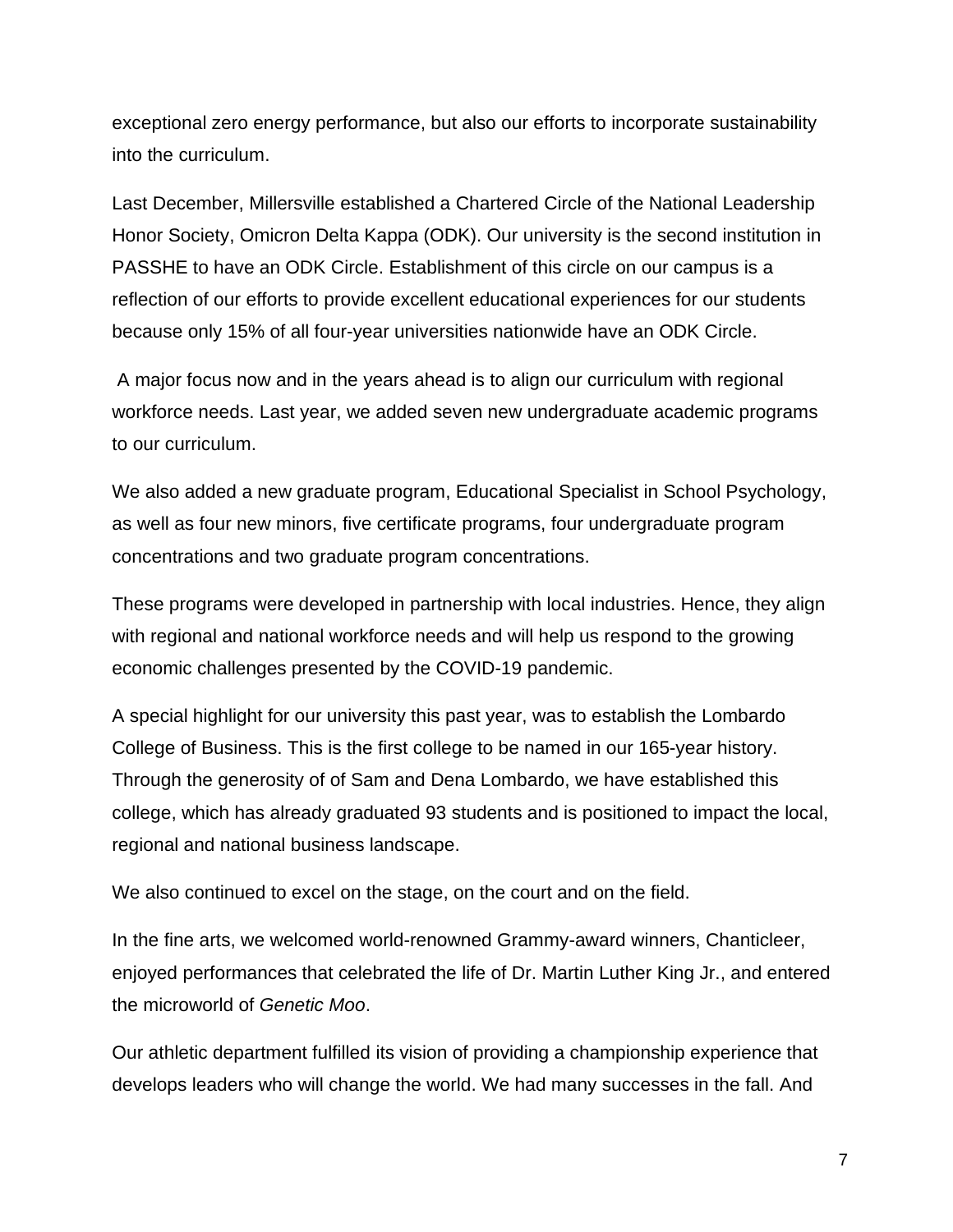exceptional zero energy performance, but also our efforts to incorporate sustainability into the curriculum.

Last December, Millersville established a Chartered Circle of the National Leadership Honor Society, Omicron Delta Kappa (ODK). Our university is the second institution in PASSHE to have an ODK Circle. Establishment of this circle on our campus is a reflection of our efforts to provide excellent educational experiences for our students because only 15% of all four-year universities nationwide have an ODK Circle.

A major focus now and in the years ahead is to align our curriculum with regional workforce needs. Last year, we added seven new undergraduate academic programs to our curriculum.

We also added a new graduate program, Educational Specialist in School Psychology, as well as four new minors, five certificate programs, four undergraduate program concentrations and two graduate program concentrations.

These programs were developed in partnership with local industries. Hence, they align with regional and national workforce needs and will help us respond to the growing economic challenges presented by the COVID-19 pandemic.

A special highlight for our university this past year, was to establish the Lombardo College of Business. This is the first college to be named in our 165-year history. Through the generosity of of Sam and Dena Lombardo, we have established this college, which has already graduated 93 students and is positioned to impact the local, regional and national business landscape.

We also continued to excel on the stage, on the court and on the field.

In the fine arts, we welcomed world-renowned Grammy-award winners, Chanticleer, enjoyed performances that celebrated the life of Dr. Martin Luther King Jr., and entered the microworld of *Genetic Moo*.

Our athletic department fulfilled its vision of providing a championship experience that develops leaders who will change the world. We had many successes in the fall. And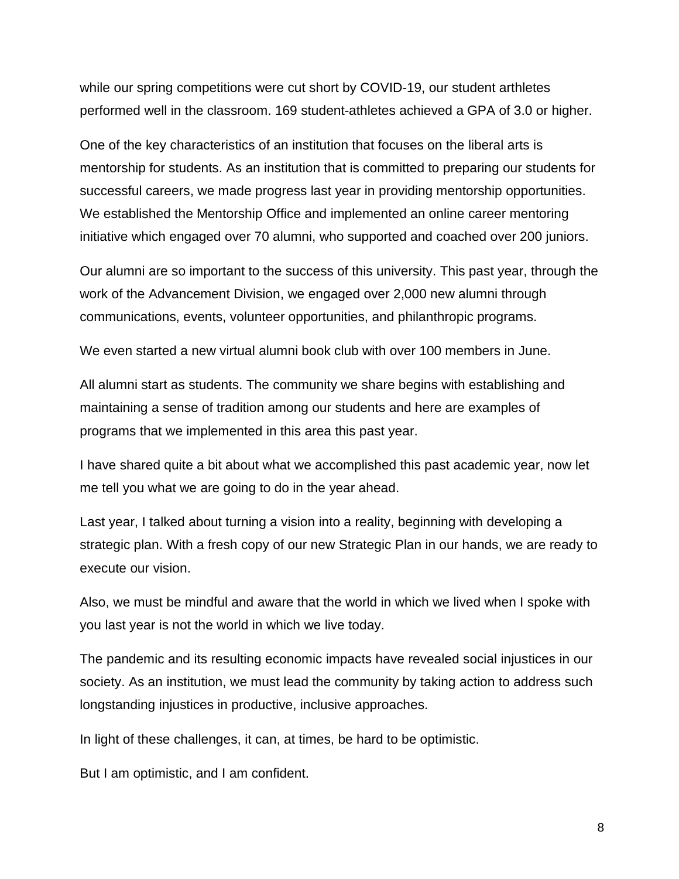while our spring competitions were cut short by COVID-19, our student arthletes performed well in the classroom. 169 student-athletes achieved a GPA of 3.0 or higher.

One of the key characteristics of an institution that focuses on the liberal arts is mentorship for students. As an institution that is committed to preparing our students for successful careers, we made progress last year in providing mentorship opportunities. We established the Mentorship Office and implemented an online career mentoring initiative which engaged over 70 alumni, who supported and coached over 200 juniors.

Our alumni are so important to the success of this university. This past year, through the work of the Advancement Division, we engaged over 2,000 new alumni through communications, events, volunteer opportunities, and philanthropic programs.

We even started a new virtual alumni book club with over 100 members in June.

All alumni start as students. The community we share begins with establishing and maintaining a sense of tradition among our students and here are examples of programs that we implemented in this area this past year.

I have shared quite a bit about what we accomplished this past academic year, now let me tell you what we are going to do in the year ahead.

Last year, I talked about turning a vision into a reality, beginning with developing a strategic plan. With a fresh copy of our new Strategic Plan in our hands, we are ready to execute our vision.

Also, we must be mindful and aware that the world in which we lived when I spoke with you last year is not the world in which we live today.

The pandemic and its resulting economic impacts have revealed social injustices in our society. As an institution, we must lead the community by taking action to address such longstanding injustices in productive, inclusive approaches.

In light of these challenges, it can, at times, be hard to be optimistic.

But I am optimistic, and I am confident.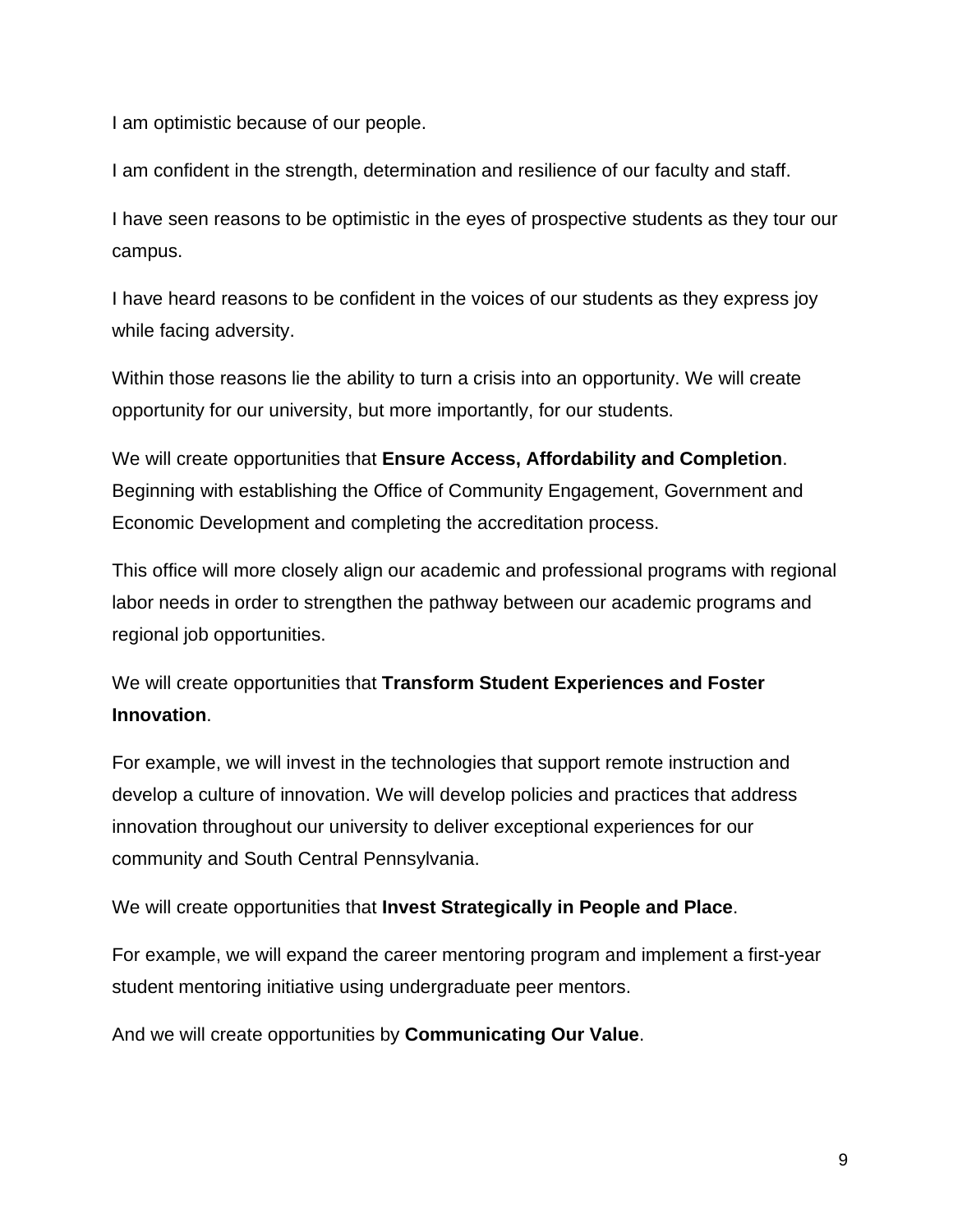I am optimistic because of our people.

I am confident in the strength, determination and resilience of our faculty and staff.

I have seen reasons to be optimistic in the eyes of prospective students as they tour our campus.

I have heard reasons to be confident in the voices of our students as they express joy while facing adversity.

Within those reasons lie the ability to turn a crisis into an opportunity. We will create opportunity for our university, but more importantly, for our students.

We will create opportunities that **Ensure Access, Affordability and Completion**. Beginning with establishing the Office of Community Engagement, Government and Economic Development and completing the accreditation process.

This office will more closely align our academic and professional programs with regional labor needs in order to strengthen the pathway between our academic programs and regional job opportunities.

We will create opportunities that **Transform Student Experiences and Foster Innovation**.

For example, we will invest in the technologies that support remote instruction and develop a culture of innovation. We will develop policies and practices that address innovation throughout our university to deliver exceptional experiences for our community and South Central Pennsylvania.

We will create opportunities that **Invest Strategically in People and Place**.

For example, we will expand the career mentoring program and implement a first-year student mentoring initiative using undergraduate peer mentors.

And we will create opportunities by **Communicating Our Value**.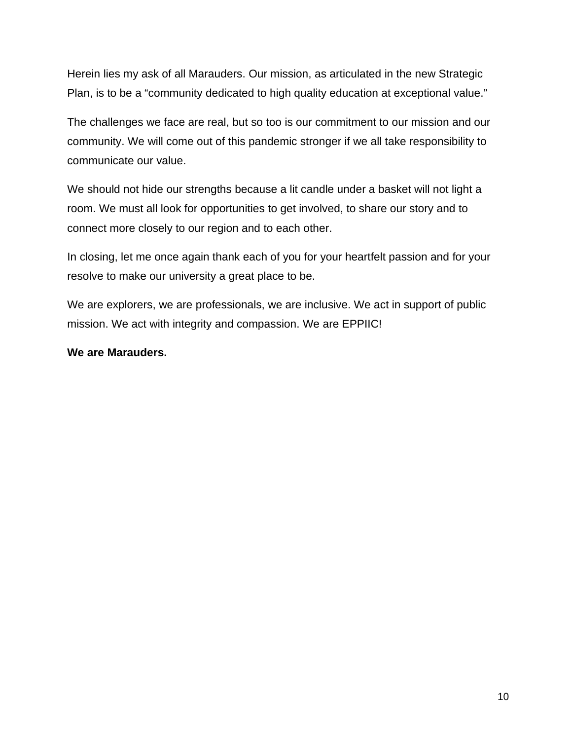Herein lies my ask of all Marauders. Our mission, as articulated in the new Strategic Plan, is to be a “community dedicated to high quality education at exceptional value.”

The challenges we face are real, but so too is our commitment to our mission and our community. We will come out of this pandemic stronger if we all take responsibility to communicate our value.

We should not hide our strengths because a lit candle under a basket will not light a room. We must all look for opportunities to get involved, to share our story and to connect more closely to our region and to each other.

In closing, let me once again thank each of you for your heartfelt passion and for your resolve to make our university a great place to be.

We are explorers, we are professionals, we are inclusive. We act in support of public mission. We act with integrity and compassion. We are EPPIIC!

**We are Marauders.**